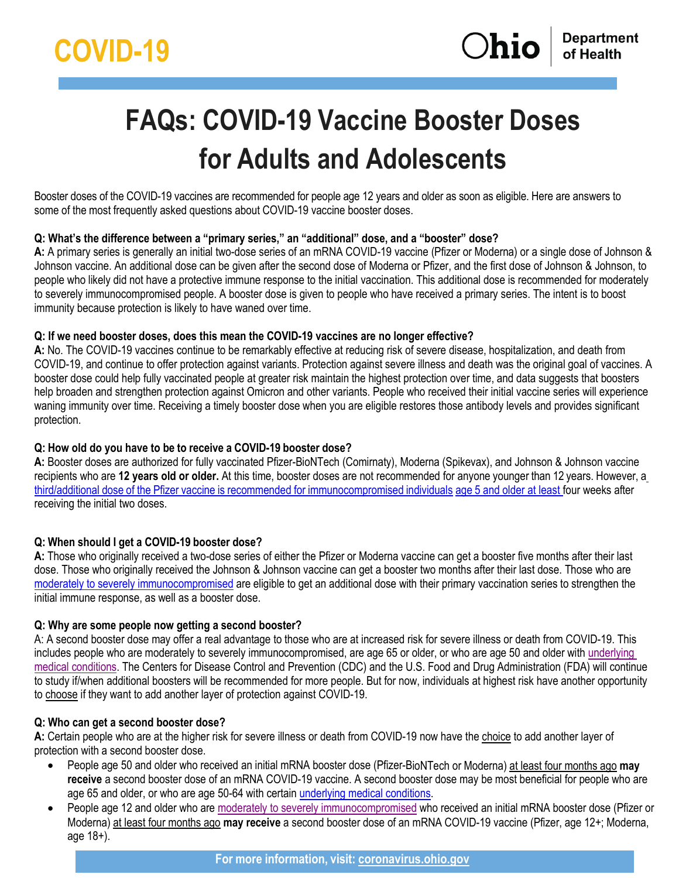# FAQs: COVID-19 Vaccine Booster Doses for Adults and Adolescents

Booster doses of the COVID-19 vaccines are recommended for people age 12 years and older as soon as eligible. Here are answers to some of the most frequently asked questions about COVID-19 vaccine booster doses.

**Q: What's the difference between a "primary series," an "additional" dose, and a "booster" dose?**

**A:** A primary series is generally an initial two-dose series of an mRNA COVID-19 vaccine (Pfizer or Moderna) or a single dose of Johnson & Johnson vaccine. An additional dose can be given after the second dose of Moderna or Pfizer, and the first dose of Johnson & Johnson, to people who likely did not have a protective immune response to the initial vaccination. This additional dose is recommended for moderately to severely immunocompromised people. A booster dose is given to people who have received a primary series. The intent is to boost immunity because protection is likely to have waned over time.

**Q: If we need booster doses, does this mean the COVID-19 vaccines are no longer effective?**

**A:** No. The COVID-19 vaccines continue to be remarkably effective at reducing risk of severe disease, hospitalization, and death from COVID-19, and continue to offer protection against variants. Protection against severe illness and death was the original goal of vaccines. A booster dose could help fully vaccinated people at greater risk maintain the highest protection over time, and data suggests that boosters help broaden and strengthen protection against Omicron and other variants. People who received their initial vaccine series will experience waning immunity over time. Receiving a timely booster dose when you are eligible restores those antibody levels and provides significant protection.

**Q: How old do you have to be to receive a COVID-19 booster dose?**

**A:** Booster doses are authorized for fully vaccinated Pfizer-BioNTech (Comirnaty), Moderna (Spikevax), and Johnson & Johnson vaccine recipients who are **12 years old or older.** At this time, booster doses are not recommended for anyone younger than 12 years. However, a third/additional dose of the Pfizer vaccine is recommended for immunocompromised individuals age 5 and older at least four weeks after receiving the initial two doses.

**Q: When should I get a COVID-19 booster dose?**

**A:** Those who originally received a two-dose series of either the Pfizer or Moderna vaccine can get a booster five months after their last dose. Those who originally received the Johnson & Johnson vaccine can get a booster two months after their last dose. Those who are moderately to severely immunocompromised are eligible to get an additional dose with their primary vaccination series to strengthen the initial immune response, as well as a booster dose.

**Q: Why are some people now getting a second booster?**

A: A second booster dose may offer a real advantage to those who are at increased risk for severe illness or death from COVID-19. This includes people who are moderately to severely immunocompromised, are age 65 or older, or who are age 50 and older with underlying medical conditions. The Centers for Disease Control and Prevention (CDC) and the U.S. Food and Drug Administration (FDA) will continue to study if/when additional boosters will be recommended for more people. But for now, individuals at highest risk have another opportunity to choose if they want to add another layer of protection against COVID-19.

**Q: Who can get a second booster dose?**

**A:** Certain people who are at the higher risk for severe illness or death from COVID-19 now have the choice to add another layer of protection with a second booster dose.

- People age 50 and older who received an initial mRNA booster dose (Pfizer-BioNTech or Moderna) at least four months ago **may receive** a second booster dose of an mRNA COVID-19 vaccine. A second booster dose may be most beneficial for people who are age 65 and older, or who are age 50-64 with certain underlying medical conditions.
- People age 12 and older who are moderately to severely immunocompromised who received an initial mRNA booster dose (Pfizer or Moderna) at least four months ago **may receive** a second booster dose of an mRNA COVID-19 vaccine (Pfizer, age 12+; Moderna, age 18+).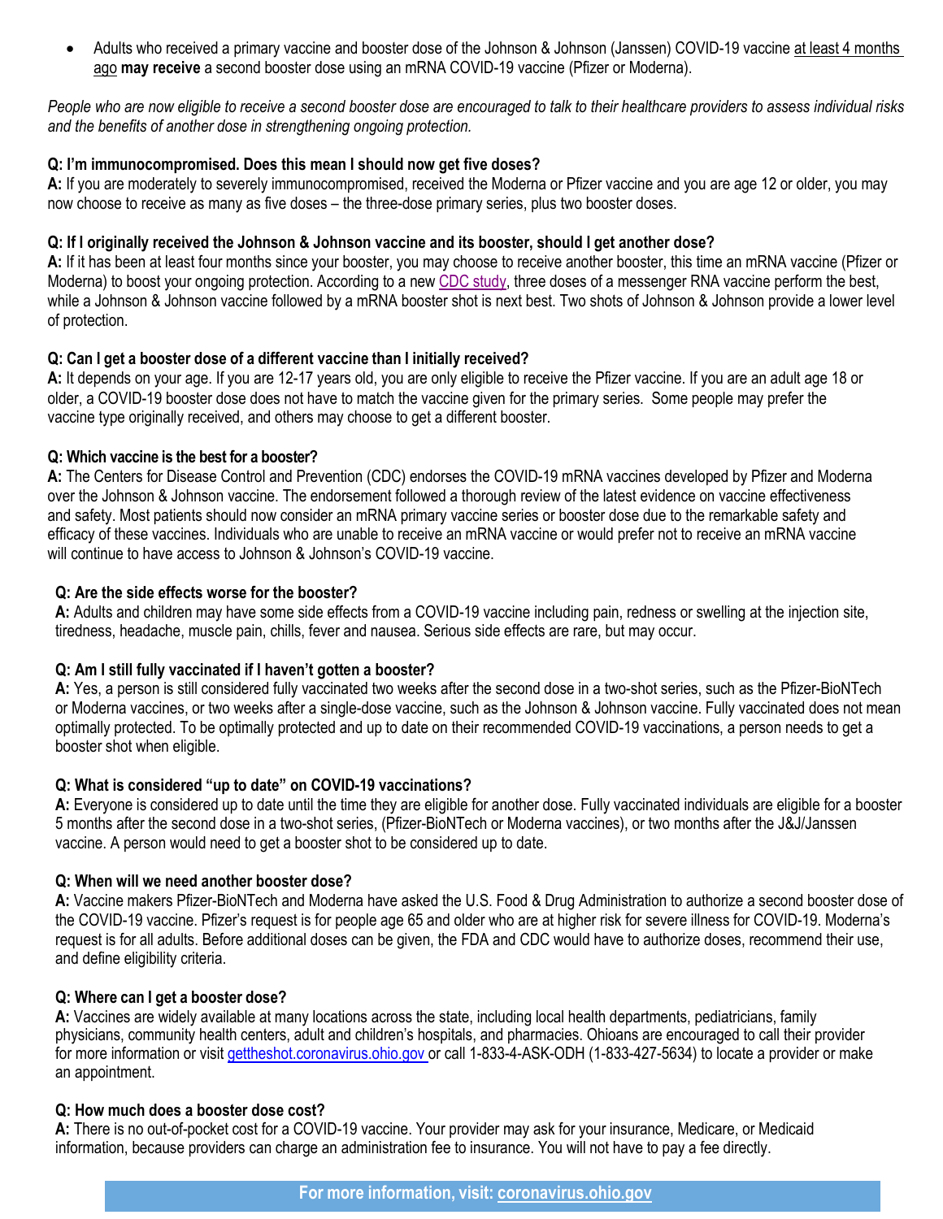- Adults who received a primary vaccine and booster dose of the Johnson & Johnson (Janssen) COVID-19 vaccine at least 4 months ago **may receive** a second booster dose using an mRNA COVID-19 vaccine (Pfizer or Moderna).

*People who are now eligible to receive a second booster dose are encouraged to talk to their healthcare providers to assess individual risks and the benefits of another dose in strengthening ongoing protection.*

**Q: I'm immunocompromised. Does this mean I should now get five doses?**
**A:** If you are moderately to severely immunocompromised, received the Moderna or Pfizer vaccine and you are age 12 or older, you may now choose to receive as many as five doses – the three-dose primary series, plus two booster doses.

**Q: If I originally received the Johnson & Johnson vaccine and its booster, should I get another dose?**
**A:** If it has been at least four months since your booster, you may choose to receive another booster, this time an mRNA vaccine (Pfizer or Moderna) to boost your ongoing protection. According to a new CDC study, three doses of a messenger RNA vaccine perform the best, while a Johnson & Johnson vaccine followed by a mRNA booster shot is next best. Two shots of Johnson & Johnson provide a lower level of protection.

**Q: Can I get a booster dose of a different vaccine than I initially received?**
**A:** It depends on your age. If you are 12-17 years old, you are only eligible to receive the Pfizer vaccine. If you are an adult age 18 or older, a COVID-19 booster dose does not have to match the vaccine given for the primary series. Some people may prefer the vaccine type originally received, and others may choose to get a different booster.

**Q: Which vaccine is the best for a booster?**
**A:** The Centers for Disease Control and Prevention (CDC) endorses the COVID-19 mRNA vaccines developed by Pfizer and Moderna over the Johnson & Johnson vaccine. The endorsement followed a thorough review of the latest evidence on vaccine effectiveness and safety. Most patients should now consider an mRNA primary vaccine series or booster dose due to the remarkable safety and efficacy of these vaccines. Individuals who are unable to receive an mRNA vaccine or would prefer not to receive an mRNA vaccine will continue to have access to Johnson & Johnson's COVID-19 vaccine.

**Q: Are the side effects worse for the booster?**
**A:** Adults and children may have some side effects from a COVID-19 vaccine including pain, redness or swelling at the injection site, tiredness, headache, muscle pain, chills, fever and nausea. Serious side effects are rare, but may occur.

**Q: Am I still fully vaccinated if I haven't gotten a booster?**
**A:** Yes, a person is still considered fully vaccinated two weeks after the second dose in a two-shot series, such as the Pfizer-BioNTech or Moderna vaccines, or two weeks after a single-dose vaccine, such as the Johnson & Johnson vaccine. Fully vaccinated does not mean optimally protected. To be optimally protected and up to date on their recommended COVID-19 vaccinations, a person needs to get a booster shot when eligible.

**Q: What is considered "up to date" on COVID-19 vaccinations?**
**A:** Everyone is considered up to date until the time they are eligible for another dose. Fully vaccinated individuals are eligible for a booster 5 months after the second dose in a two-shot series, (Pfizer-BioNTech or Moderna vaccines), or two months after the J&J/Janssen vaccine. A person would need to get a booster shot to be considered up to date.

**Q: When will we need another booster dose?**
**A:** Vaccine makers Pfizer-BioNTech and Moderna have asked the U.S. Food & Drug Administration to authorize a second booster dose of the COVID-19 vaccine. Pfizer's request is for people age 65 and older who are at higher risk for severe illness for COVID-19. Moderna's request is for all adults. Before additional doses can be given, the FDA and CDC would have to authorize doses, recommend their use, and define eligibility criteria.

**Q: Where can I get a booster dose?**
**A:** Vaccines are widely available at many locations across the state, including local health departments, pediatricians, family physicians, community health centers, adult and children's hospitals, and pharmacies. Ohioans are encouraged to call their provider for more information or visit gettheshot.coronavirus.ohio.gov or call 1-833-4-ASK-ODH (1-833-427-5634) to locate a provider or make an appointment.

**Q: How much does a booster dose cost?**
**A:** There is no out-of-pocket cost for a COVID-19 vaccine. Your provider may ask for your insurance, Medicare, or Medicaid information, because providers can charge an administration fee to insurance. You will not have to pay a fee directly.

**For more information, visit: coronavirus.ohio.gov**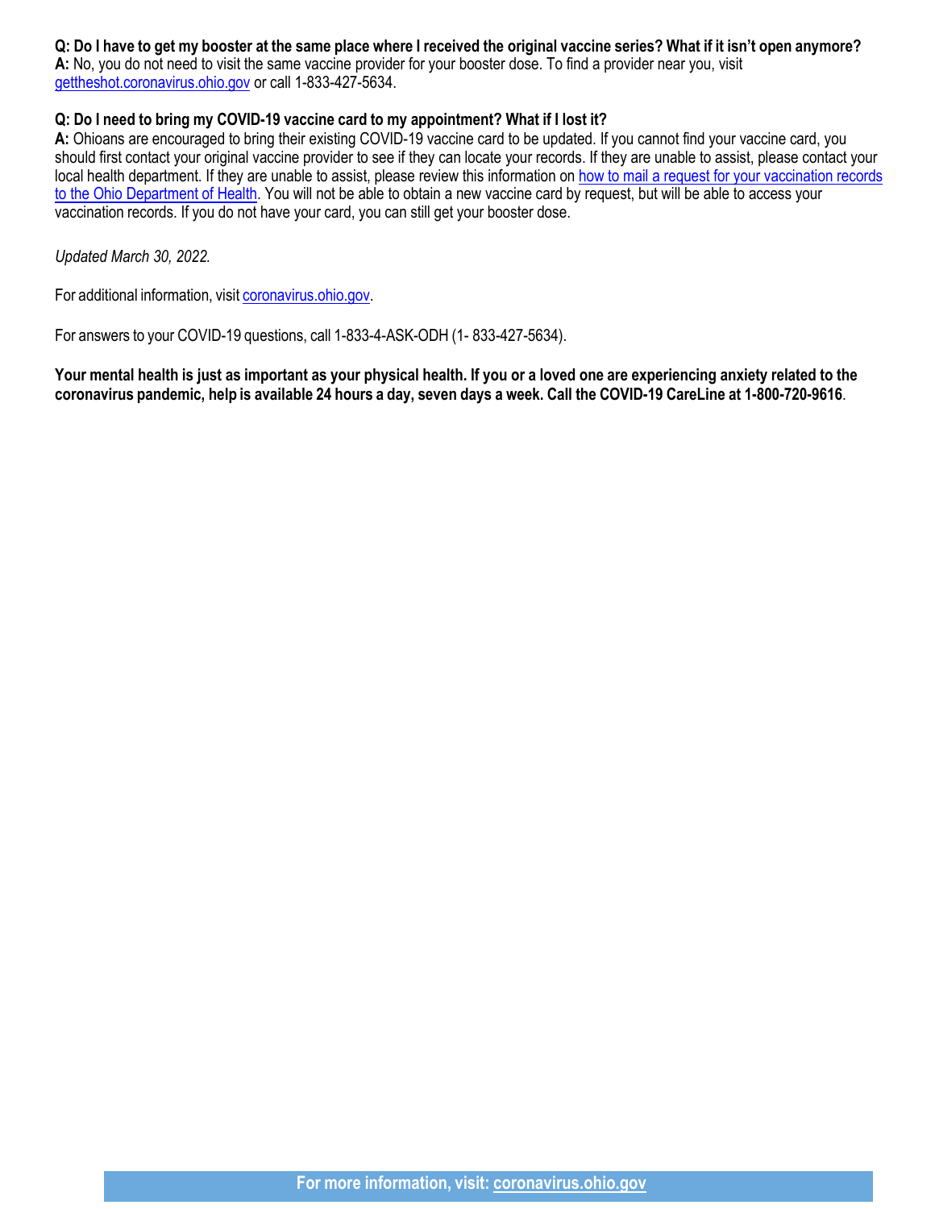**Q: Do I have to get my booster at the same place where I received the original vaccine series? What if it isn't open anymore?**
**A:** No, you do not need to visit the same vaccine provider for your booster dose. To find a provider near you, visit gettheshot.coronavirus.ohio.gov or call 1-833-427-5634.

**Q: Do I need to bring my COVID-19 vaccine card to my appointment? What if I lost it?**
**A:** Ohioans are encouraged to bring their existing COVID-19 vaccine card to be updated. If you cannot find your vaccine card, you should first contact your original vaccine provider to see if they can locate your records. If they are unable to assist, please contact your local health department. If they are unable to assist, please review this information on how to mail a request for your vaccination records to the Ohio Department of Health. You will not be able to obtain a new vaccine card by request, but will be able to access your vaccination records. If you do not have your card, you can still get your booster dose.

*Updated March 30, 2022.*

For additional information, visit coronavirus.ohio.gov.

For answers to your COVID-19 questions, call 1-833-4-ASK-ODH (1- 833-427-5634).

**Your mental health is just as important as your physical health. If you or a loved one are experiencing anxiety related to the coronavirus pandemic, help is available 24 hours a day, seven days a week. Call the COVID-19 CareLine at 1-800-720-9616**.

**For more information, visit: coronavirus.ohio.gov**